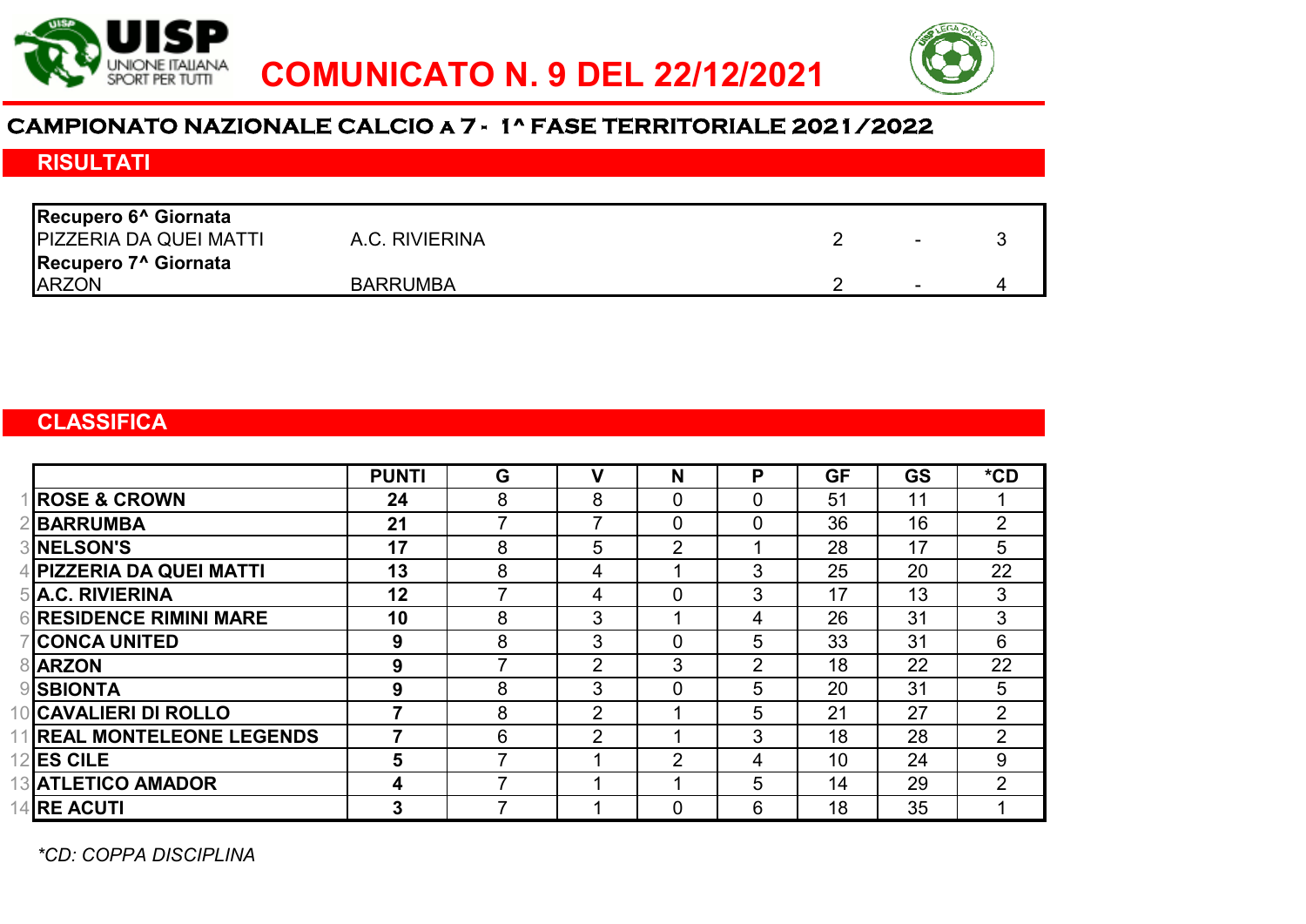# COMUNICATO N. 9 DEL 22/12/2021

## CAMPIONATO NAZIONALE CALCIO a 7 - 1^ FASE TERRITORIALE 2021/2022

### RISULTATI

| | | | | |
|---|---|---|---|---|
| **Recupero 6^ Giornata** | | | | |
| PIZZERIA DA QUEI MATTI | A.C. RIVIERINA | 2 | - | 3 |
| **Recupero 7^ Giornata** | | | | |
| ARZON | BARRUMBA | 2 | - | 4 |

### CLASSIFICA

| | | PUNTI | G | V | N | P | GF | GS | *CD |
|---|---|---|---|---|---|---|---|---|---|
| 1 | **ROSE & CROWN** | **24** | 8 | 8 | 0 | 0 | 51 | 11 | 1 |
| 2 | **BARRUMBA** | **21** | 7 | 7 | 0 | 0 | 36 | 16 | 2 |
| 3 | **NELSON'S** | **17** | 8 | 5 | 2 | 1 | 28 | 17 | 5 |
| 4 | **PIZZERIA DA QUEI MATTI** | **13** | 8 | 4 | 1 | 3 | 25 | 20 | 22 |
| 5 | **A.C. RIVIERINA** | **12** | 7 | 4 | 0 | 3 | 17 | 13 | 3 |
| 6 | **RESIDENCE RIMINI MARE** | **10** | 8 | 3 | 1 | 4 | 26 | 31 | 3 |
| 7 | **CONCA UNITED** | **9** | 8 | 3 | 0 | 5 | 33 | 31 | 6 |
| 8 | **ARZON** | **9** | 7 | 2 | 3 | 2 | 18 | 22 | 22 |
| 9 | **SBIONTA** | **9** | 8 | 3 | 0 | 5 | 20 | 31 | 5 |
| 10 | **CAVALIERI DI ROLLO** | **7** | 8 | 2 | 1 | 5 | 21 | 27 | 2 |
| 11 | **REAL MONTELEONE LEGENDS** | **7** | 6 | 2 | 1 | 3 | 18 | 28 | 2 |
| 12 | **ES CILE** | **5** | 7 | 1 | 2 | 4 | 10 | 24 | 9 |
| 13 | **ATLETICO AMADOR** | **4** | 7 | 1 | 1 | 5 | 14 | 29 | 2 |
| 14 | **RE ACUTI** | **3** | 7 | 1 | 0 | 6 | 18 | 35 | 1 |

*\*CD: COPPA DISCIPLINA*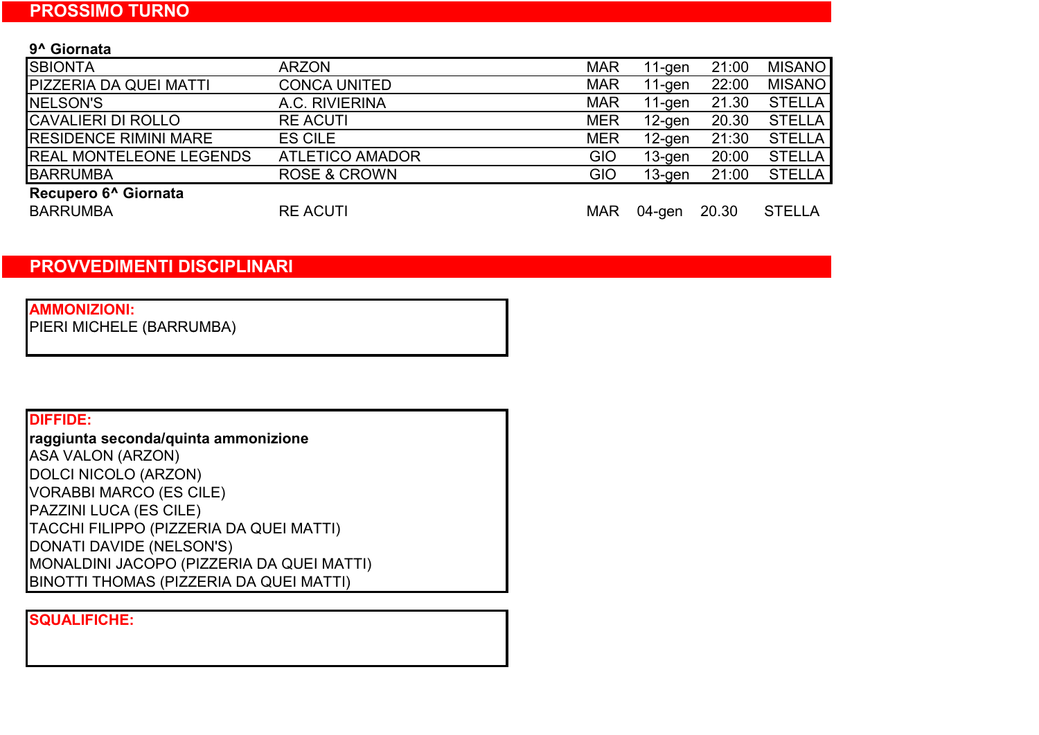## PROSSIMO TURNO

**9^ Giornata**

| | | | | | |
|---|---|---|---|---|---|
| SBIONTA | ARZON | MAR | 11-gen | 21:00 | MISANO |
| PIZZERIA DA QUEI MATTI | CONCA UNITED | MAR | 11-gen | 22:00 | MISANO |
| NELSON'S | A.C. RIVIERINA | MAR | 11-gen | 21.30 | STELLA |
| CAVALIERI DI ROLLO | RE ACUTI | MER | 12-gen | 20.30 | STELLA |
| RESIDENCE RIMINI MARE | ES CILE | MER | 12-gen | 21:30 | STELLA |
| REAL MONTELEONE LEGENDS | ATLETICO AMADOR | GIO | 13-gen | 20:00 | STELLA |
| BARRUMBA | ROSE & CROWN | GIO | 13-gen | 21:00 | STELLA |

**Recupero 6^ Giornata**

| | | | | | |
|---|---|---|---|---|---|
| BARRUMBA | RE ACUTI | MAR | 04-gen | 20.30 | STELLA |

## PROVVEDIMENTI DISCIPLINARI

**AMMONIZIONI:**

PIERI MICHELE (BARRUMBA)

**DIFFIDE:**

**raggiunta seconda/quinta ammonizione**

ASA VALON (ARZON)
DOLCI NICOLO (ARZON)
VORABBI MARCO (ES CILE)
PAZZINI LUCA (ES CILE)
TACCHI FILIPPO (PIZZERIA DA QUEI MATTI)
DONATI DAVIDE (NELSON'S)
MONALDINI JACOPO (PIZZERIA DA QUEI MATTI)
BINOTTI THOMAS (PIZZERIA DA QUEI MATTI)

**SQUALIFICHE:**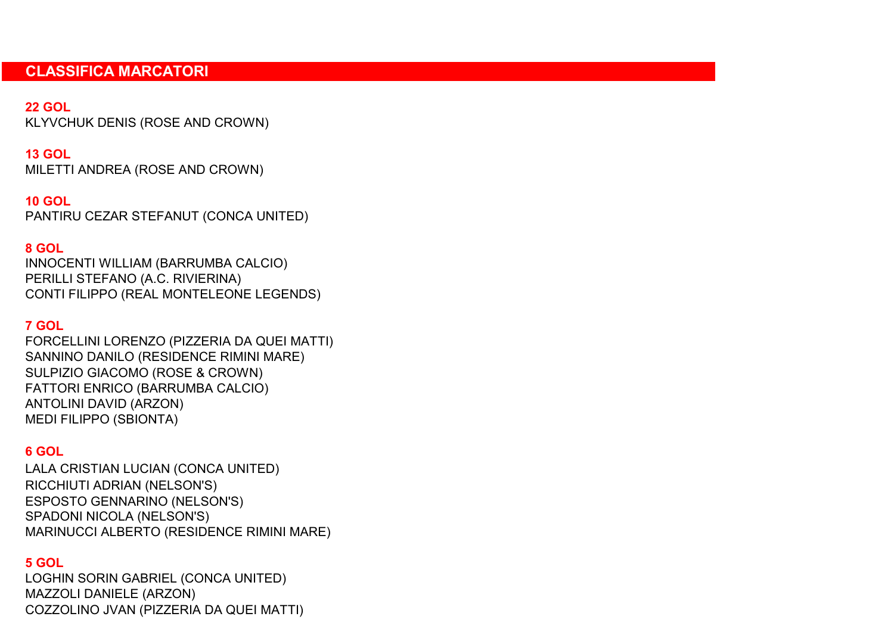## CLASSIFICA MARCATORI

**22 GOL**
KLYVCHUK DENIS (ROSE AND CROWN)

**13 GOL**
MILETTI ANDREA (ROSE AND CROWN)

**10 GOL**
PANTIRU CEZAR STEFANUT (CONCA UNITED)

**8 GOL**
INNOCENTI WILLIAM (BARRUMBA CALCIO)
PERILLI STEFANO (A.C. RIVIERINA)
CONTI FILIPPO (REAL MONTELEONE LEGENDS)

**7 GOL**
FORCELLINI LORENZO (PIZZERIA DA QUEI MATTI)
SANNINO DANILO (RESIDENCE RIMINI MARE)
SULPIZIO GIACOMO (ROSE & CROWN)
FATTORI ENRICO (BARRUMBA CALCIO)
ANTOLINI DAVID (ARZON)
MEDI FILIPPO (SBIONTA)

**6 GOL**
LALA CRISTIAN LUCIAN (CONCA UNITED)
RICCHIUTI ADRIAN (NELSON'S)
ESPOSTO GENNARINO (NELSON'S)
SPADONI NICOLA (NELSON'S)
MARINUCCI ALBERTO (RESIDENCE RIMINI MARE)

**5 GOL**
LOGHIN SORIN GABRIEL (CONCA UNITED)
MAZZOLI DANIELE (ARZON)
COZZOLINO JVAN (PIZZERIA DA QUEI MATTI)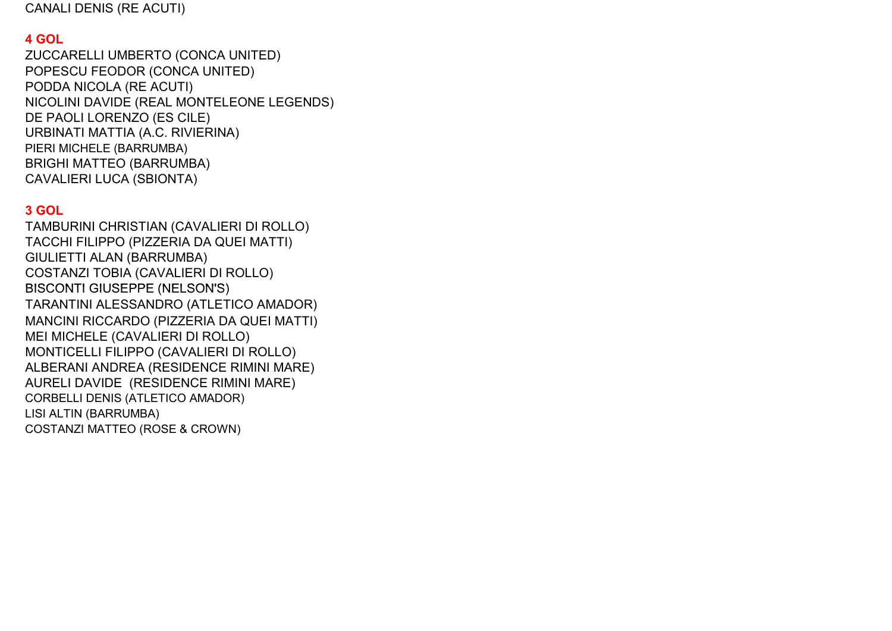CANALI DENIS (RE ACUTI)

**4 GOL**

ZUCCARELLI UMBERTO (CONCA UNITED)
POPESCU FEODOR (CONCA UNITED)
PODDA NICOLA (RE ACUTI)
NICOLINI DAVIDE (REAL MONTELEONE LEGENDS)
DE PAOLI LORENZO (ES CILE)
URBINATI MATTIA (A.C. RIVIERINA)
PIERI MICHELE (BARRUMBA)
BRIGHI MATTEO (BARRUMBA)
CAVALIERI LUCA (SBIONTA)

**3 GOL**

TAMBURINI CHRISTIAN (CAVALIERI DI ROLLO)
TACCHI FILIPPO (PIZZERIA DA QUEI MATTI)
GIULIETTI ALAN (BARRUMBA)
COSTANZI TOBIA (CAVALIERI DI ROLLO)
BISCONTI GIUSEPPE (NELSON'S)
TARANTINI ALESSANDRO (ATLETICO AMADOR)
MANCINI RICCARDO (PIZZERIA DA QUEI MATTI)
MEI MICHELE (CAVALIERI DI ROLLO)
MONTICELLI FILIPPO (CAVALIERI DI ROLLO)
ALBERANI ANDREA (RESIDENCE RIMINI MARE)
AURELI DAVIDE (RESIDENCE RIMINI MARE)
CORBELLI DENIS (ATLETICO AMADOR)
LISI ALTIN (BARRUMBA)
COSTANZI MATTEO (ROSE & CROWN)